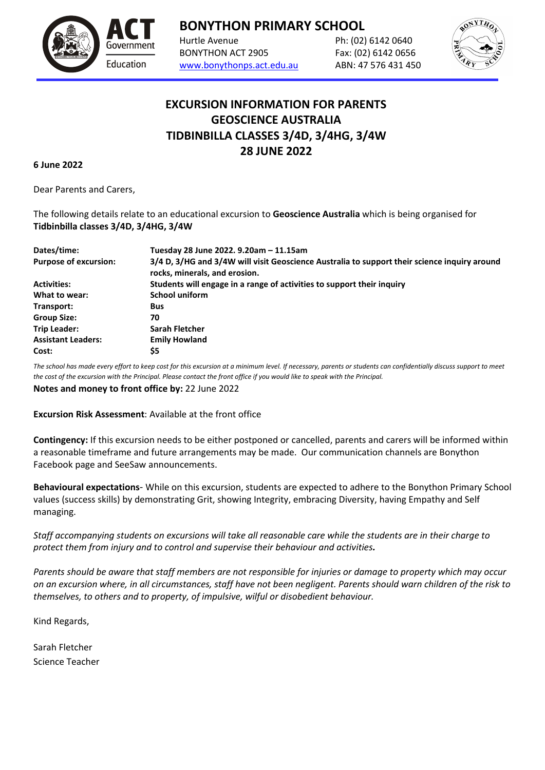# BONYTHON PRIMARY SCHOOL

Hurtle Avenue
BONYTHON ACT 2905
www.bonythonps.act.edu.au

Ph: (02) 6142 0640
Fax: (02) 6142 0656
ABN: 47 576 431 450

## EXCURSION INFORMATION FOR PARENTS
## GEOSCIENCE AUSTRALIA
## TIDBINBILLA CLASSES 3/4D, 3/4HG, 3/4W
## 28 JUNE 2022

**6 June 2022**

Dear Parents and Carers,

The following details relate to an educational excursion to **Geoscience Australia** which is being organised for **Tidbinbilla classes 3/4D, 3/4HG, 3/4W**

| | |
|---|---|
| **Dates/time:** | **Tuesday 28 June 2022. 9.20am – 11.15am** |
| **Purpose of excursion:** | **3/4 D, 3/HG and 3/4W will visit Geoscience Australia to support their science inquiry around rocks, minerals, and erosion.** |
| **Activities:** | **Students will engage in a range of activities to support their inquiry** |
| **What to wear:** | **School uniform** |
| **Transport:** | **Bus** |
| **Group Size:** | **70** |
| **Trip Leader:** | **Sarah Fletcher** |
| **Assistant Leaders:** | **Emily Howland** |
| **Cost:** | **$5** |

*The school has made every effort to keep cost for this excursion at a minimum level. If necessary, parents or students can confidentially discuss support to meet the cost of the excursion with the Principal. Please contact the front office if you would like to speak with the Principal.*

**Notes and money to front office by:** 22 June 2022

**Excursion Risk Assessment**: Available at the front office

**Contingency:** If this excursion needs to be either postponed or cancelled, parents and carers will be informed within a reasonable timeframe and future arrangements may be made. Our communication channels are Bonython Facebook page and SeeSaw announcements.

**Behavioural expectations**- While on this excursion, students are expected to adhere to the Bonython Primary School values (success skills) by demonstrating Grit, showing Integrity, embracing Diversity, having Empathy and Self managing.

*Staff accompanying students on excursions will take all reasonable care while the students are in their charge to protect them from injury and to control and supervise their behaviour and activities.*

*Parents should be aware that staff members are not responsible for injuries or damage to property which may occur on an excursion where, in all circumstances, staff have not been negligent. Parents should warn children of the risk to themselves, to others and to property, of impulsive, wilful or disobedient behaviour.*

Kind Regards,

Sarah Fletcher
Science Teacher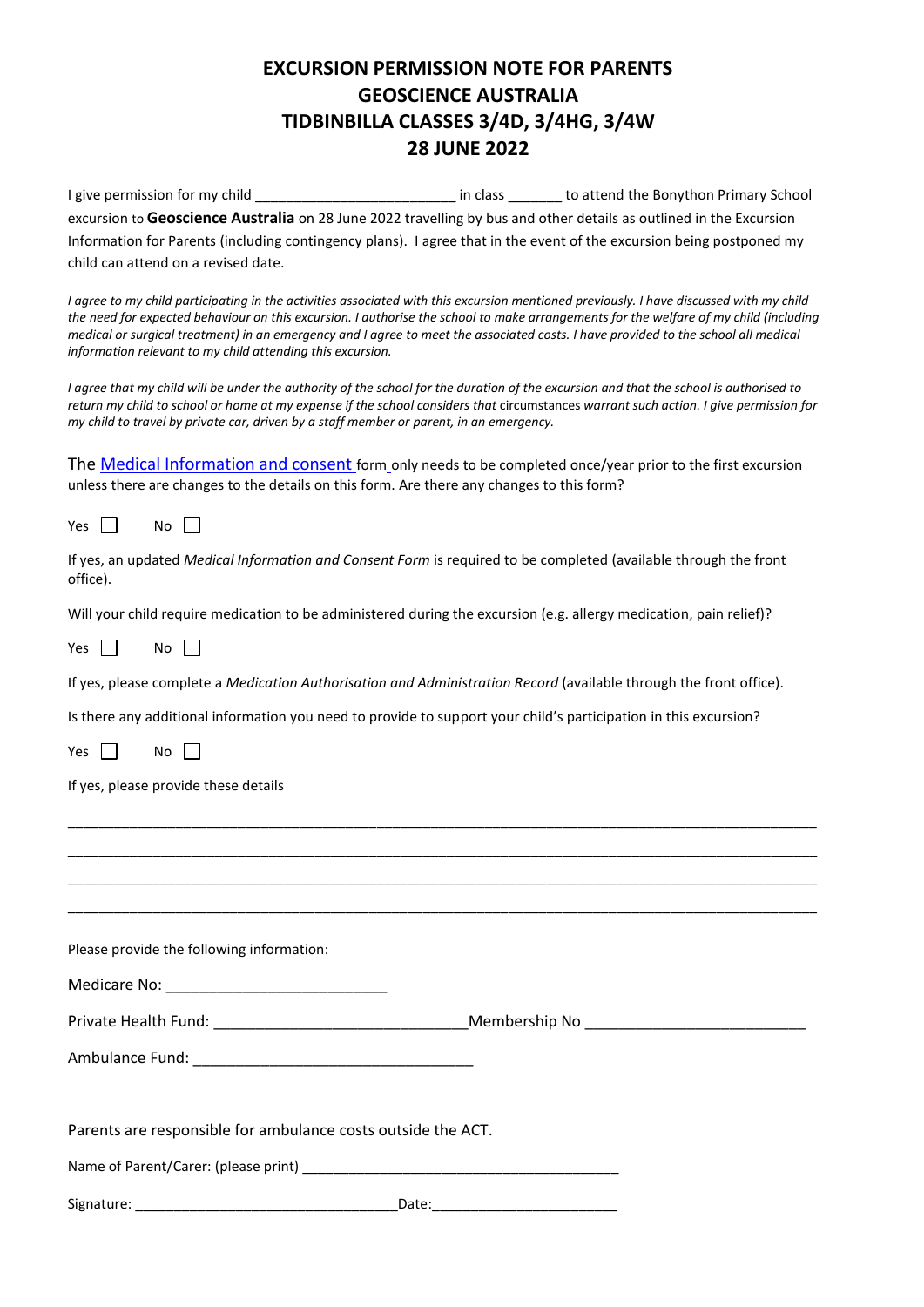# EXCURSION PERMISSION NOTE FOR PARENTS
# GEOSCIENCE AUSTRALIA
# TIDBINBILLA CLASSES 3/4D, 3/4HG, 3/4W
# 28 JUNE 2022

I give permission for my child __________________________ in class _______ to attend the Bonython Primary School excursion to **Geoscience Australia** on 28 June 2022 travelling by bus and other details as outlined in the Excursion Information for Parents (including contingency plans). I agree that in the event of the excursion being postponed my child can attend on a revised date.

*I agree to my child participating in the activities associated with this excursion mentioned previously. I have discussed with my child the need for expected behaviour on this excursion. I authorise the school to make arrangements for the welfare of my child (including medical or surgical treatment) in an emergency and I agree to meet the associated costs. I have provided to the school all medical information relevant to my child attending this excursion.*

*I agree that my child will be under the authority of the school for the duration of the excursion and that the school is authorised to return my child to school or home at my expense if the school considers that* circumstances *warrant such action. I give permission for my child to travel by private car, driven by a staff member or parent, in an emergency.*

The Medical Information and consent form only needs to be completed once/year prior to the first excursion unless there are changes to the details on this form. Are there any changes to this form?

Yes ☐ No ☐

If yes, an updated *Medical Information and Consent Form* is required to be completed (available through the front office).

Will your child require medication to be administered during the excursion (e.g. allergy medication, pain relief)?

Yes ☐ No ☐

If yes, please complete a *Medication Authorisation and Administration Record* (available through the front office).

Is there any additional information you need to provide to support your child's participation in this excursion?

Yes ☐ No ☐

If yes, please provide these details

______________________________________________________________________________

______________________________________________________________________________

______________________________________________________________________________

______________________________________________________________________________

Please provide the following information:

Medicare No: ___________________________

Private Health Fund: _______________________________Membership No ___________________________

Ambulance Fund: __________________________________

Parents are responsible for ambulance costs outside the ACT.

Name of Parent/Carer: (please print) __________________________________________

Signature: __________________________________Date:________________________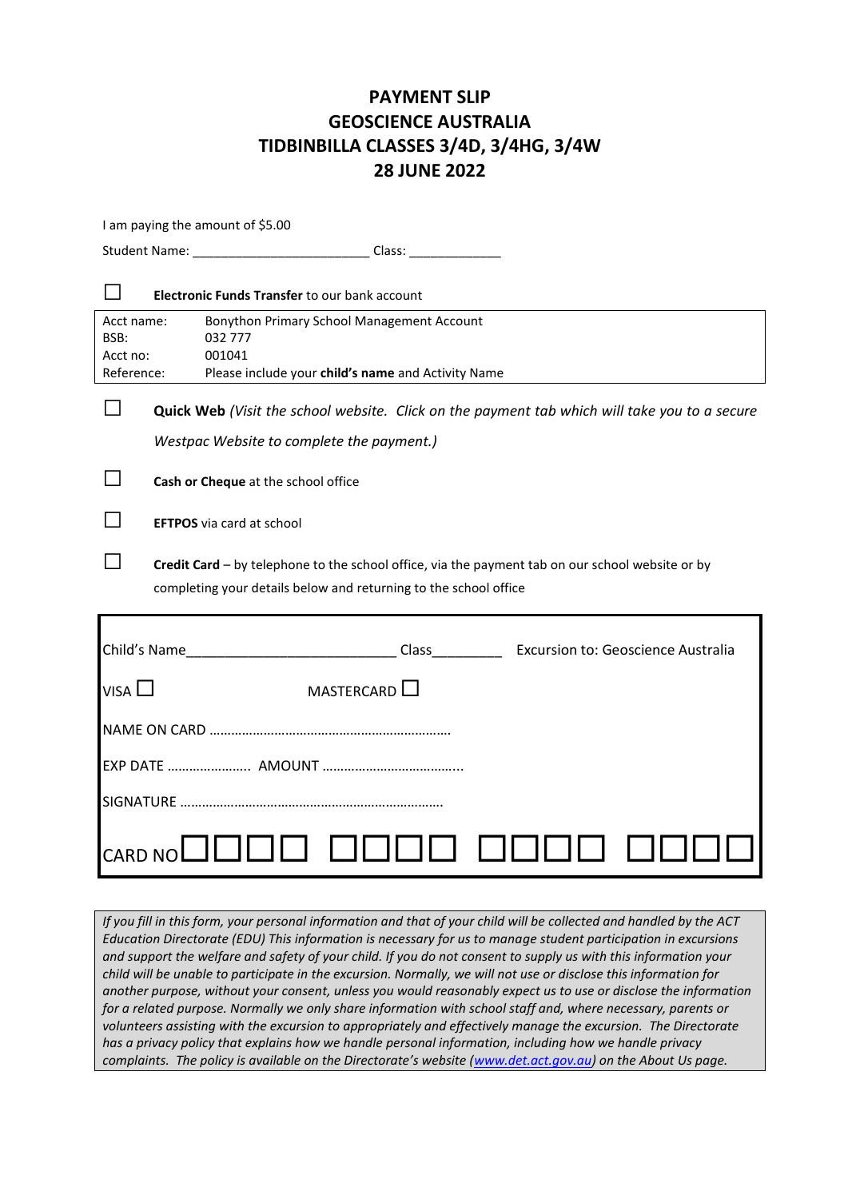# PAYMENT SLIP
# GEOSCIENCE AUSTRALIA
# TIDBINBILLA CLASSES 3/4D, 3/4HG, 3/4W
# 28 JUNE 2022

I am paying the amount of $5.00

Student Name: ________________________ Class: _____________

☐ **Electronic Funds Transfer** to our bank account

| | |
|---|---|
| Acct name: | Bonython Primary School Management Account |
| BSB: | 032 777 |
| Acct no: | 001041 |
| Reference: | Please include your **child's name** and Activity Name |

☐ **Quick Web** *(Visit the school website. Click on the payment tab which will take you to a secure Westpac Website to complete the payment.)*

☐ **Cash or Cheque** at the school office

☐ **EFTPOS** via card at school

☐ **Credit Card** – by telephone to the school office, via the payment tab on our school website or by completing your details below and returning to the school office

Child's Name___________________________ Class_________ Excursion to: Geoscience Australia

VISA ☐ MASTERCARD ☐

NAME ON CARD …………………………………………………………

EXP DATE ………………….. AMOUNT ………………………………..

SIGNATURE ………………………………………………………………

CARD NO ☐☐☐☐ ☐☐☐☐ ☐☐☐☐ ☐☐☐☐

*If you fill in this form, your personal information and that of your child will be collected and handled by the ACT Education Directorate (EDU) This information is necessary for us to manage student participation in excursions and support the welfare and safety of your child. If you do not consent to supply us with this information your child will be unable to participate in the excursion. Normally, we will not use or disclose this information for another purpose, without your consent, unless you would reasonably expect us to use or disclose the information for a related purpose. Normally we only share information with school staff and, where necessary, parents or volunteers assisting with the excursion to appropriately and effectively manage the excursion. The Directorate has a privacy policy that explains how we handle personal information, including how we handle privacy complaints. The policy is available on the Directorate's website (www.det.act.gov.au) on the About Us page.*